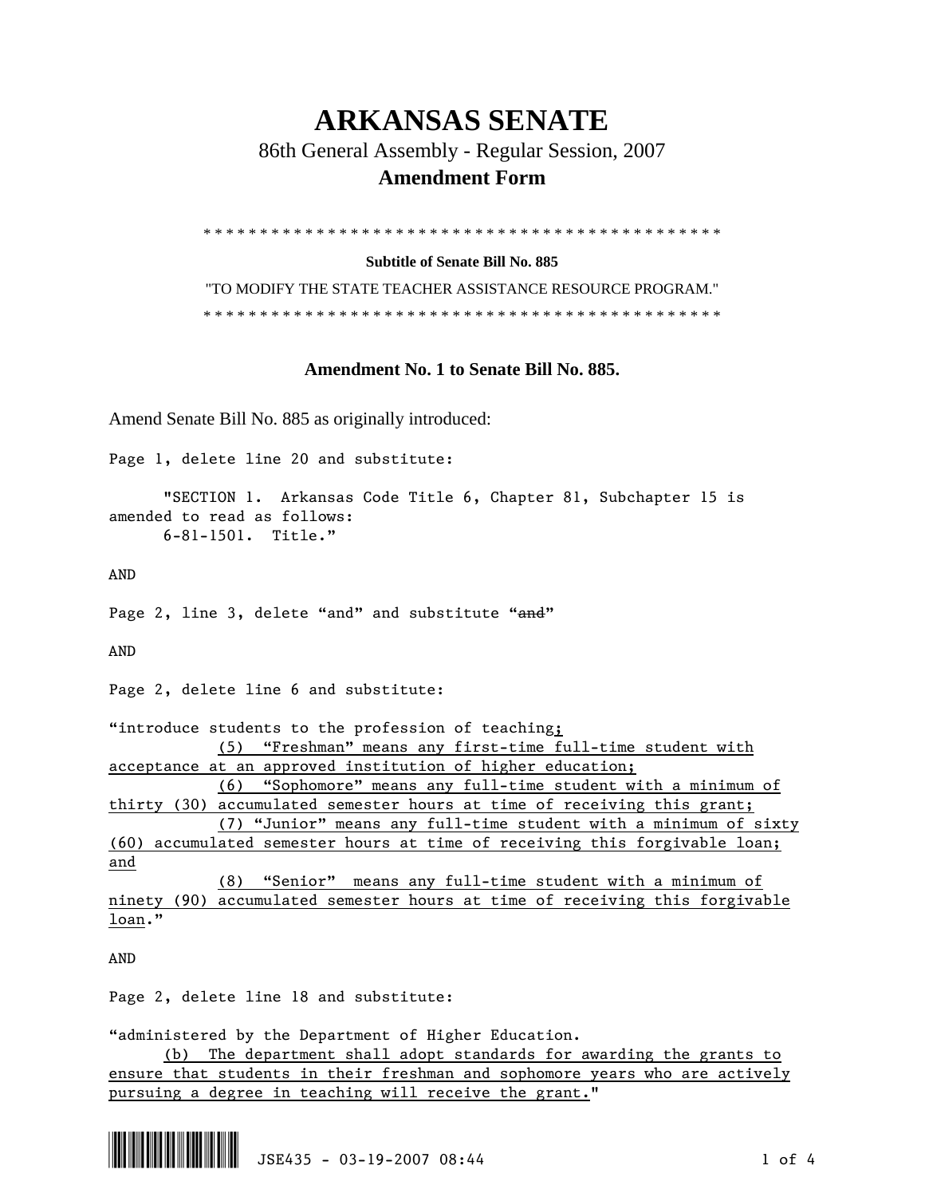# ARKANSAS SENATE

86th General Assembly - Regular Session, 2007

**Amendment Form**

\* \* \* \* \* \* \* \* \* \* \* \* \* \* \* \* \* \* \* \* \* \* \* \* \* \* \* \* \* \* \* \* \* \* \* \* \* \* \* \* \* \* \* \* \* \* \* \*

**Subtitle of Senate Bill No. 885**

"TO MODIFY THE STATE TEACHER ASSISTANCE RESOURCE PROGRAM."

\* \* \* \* \* \* \* \* \* \* \* \* \* \* \* \* \* \* \* \* \* \* \* \* \* \* \* \* \* \* \* \* \* \* \* \* \* \* \* \* \* \* \* \* \* \* \* \*

### Amendment No. 1 to Senate Bill No. 885.

Amend Senate Bill No. 885 as originally introduced:

Page 1, delete line 20 and substitute:

"SECTION 1. Arkansas Code Title 6, Chapter 81, Subchapter 15 is amended to read as follows:
6-81-1501. Title."

AND

Page 2, line 3, delete "and" and substitute "~~and~~"

AND

Page 2, delete line 6 and substitute:

"introduce students to the profession of teaching<u>;</u>
<u>(5) "Freshman" means any first-time full-time student with acceptance at an approved institution of higher education;</u>
<u>(6) "Sophomore" means any full-time student with a minimum of thirty (30) accumulated semester hours at time of receiving this grant;</u>
<u>(7) "Junior" means any full-time student with a minimum of sixty (60) accumulated semester hours at time of receiving this forgivable loan; and</u>
<u>(8) "Senior" means any full-time student with a minimum of ninety (90) accumulated semester hours at time of receiving this forgivable loan</u>."

AND

Page 2, delete line 18 and substitute:

"administered by the Department of Higher Education.
<u>(b) The department shall adopt standards for awarding the grants to ensure that students in their freshman and sophomore years who are actively pursuing a degree in teaching will receive the grant.</u>"

JSE435 - 03-19-2007 08:44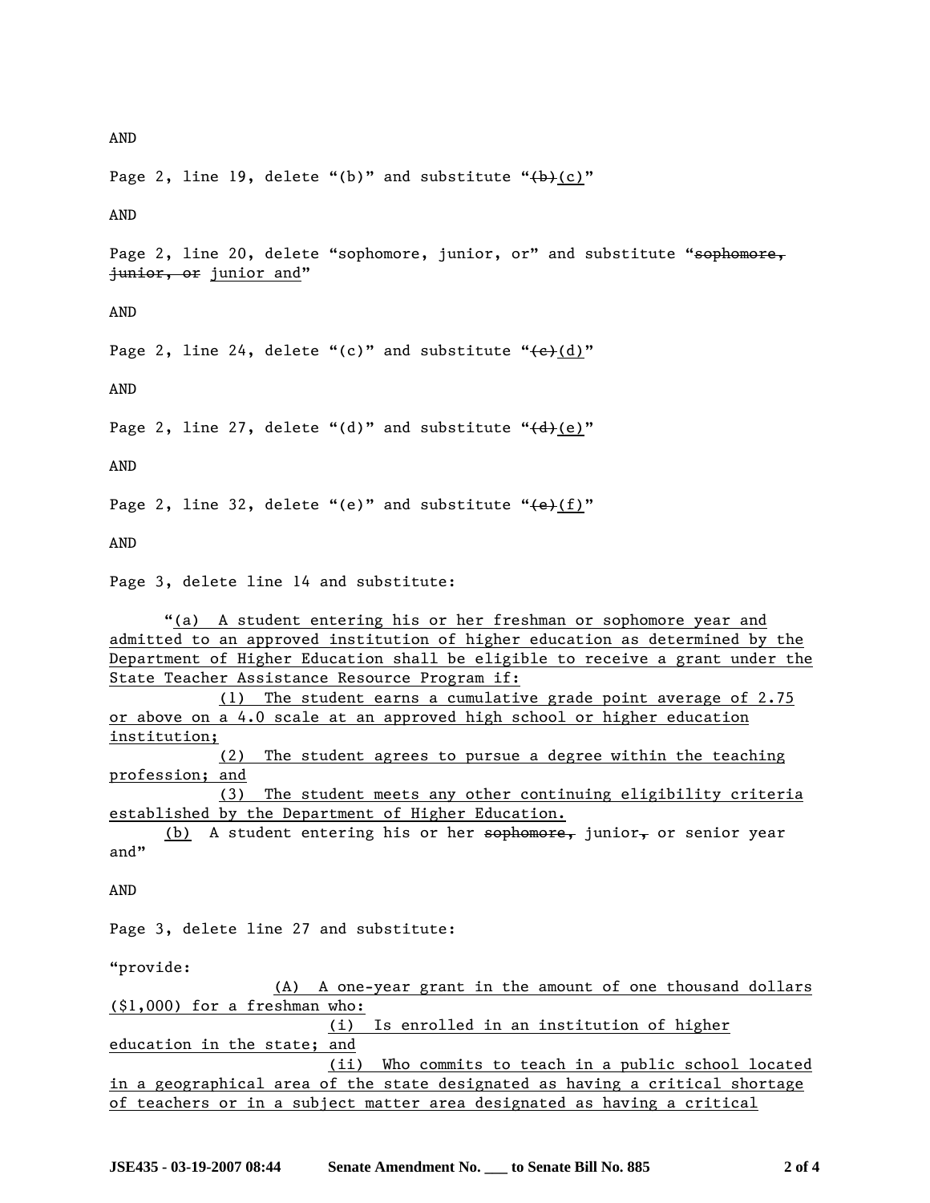AND

Page 2, line 19, delete "(b)" and substitute "~~(b)~~<u>(c)</u>"

AND

Page 2, line 20, delete "sophomore, junior, or" and substitute "~~sophomore, junior, or~~ <u>junior and</u>"

AND

Page 2, line 24, delete "(c)" and substitute "~~(c)~~<u>(d)</u>"

AND

Page 2, line 27, delete "(d)" and substitute "~~(d)~~<u>(e)</u>"

AND

Page 2, line 32, delete "(e)" and substitute "~~(e)~~<u>(f)</u>"

AND

Page 3, delete line 14 and substitute:

"<u>(a) A student entering his or her freshman or sophomore year and admitted to an approved institution of higher education as determined by the Department of Higher Education shall be eligible to receive a grant under the State Teacher Assistance Resource Program if:</u>

<u>(1) The student earns a cumulative grade point average of 2.75 or above on a 4.0 scale at an approved high school or higher education institution;</u>

<u>(2) The student agrees to pursue a degree within the teaching profession; and</u>

<u>(3) The student meets any other continuing eligibility criteria established by the Department of Higher Education.</u>

<u>(b)</u> A student entering his or her ~~sophomore,~~ junior~~,~~ or senior year and"

AND

Page 3, delete line 27 and substitute:

"provide:

<u>(A) A one-year grant in the amount of one thousand dollars ($1,000) for a freshman who:</u>

<u>(i) Is enrolled in an institution of higher education in the state; and</u>

<u>(ii) Who commits to teach in a public school located in a geographical area of the state designated as having a critical shortage of teachers or in a subject matter area designated as having a critical</u>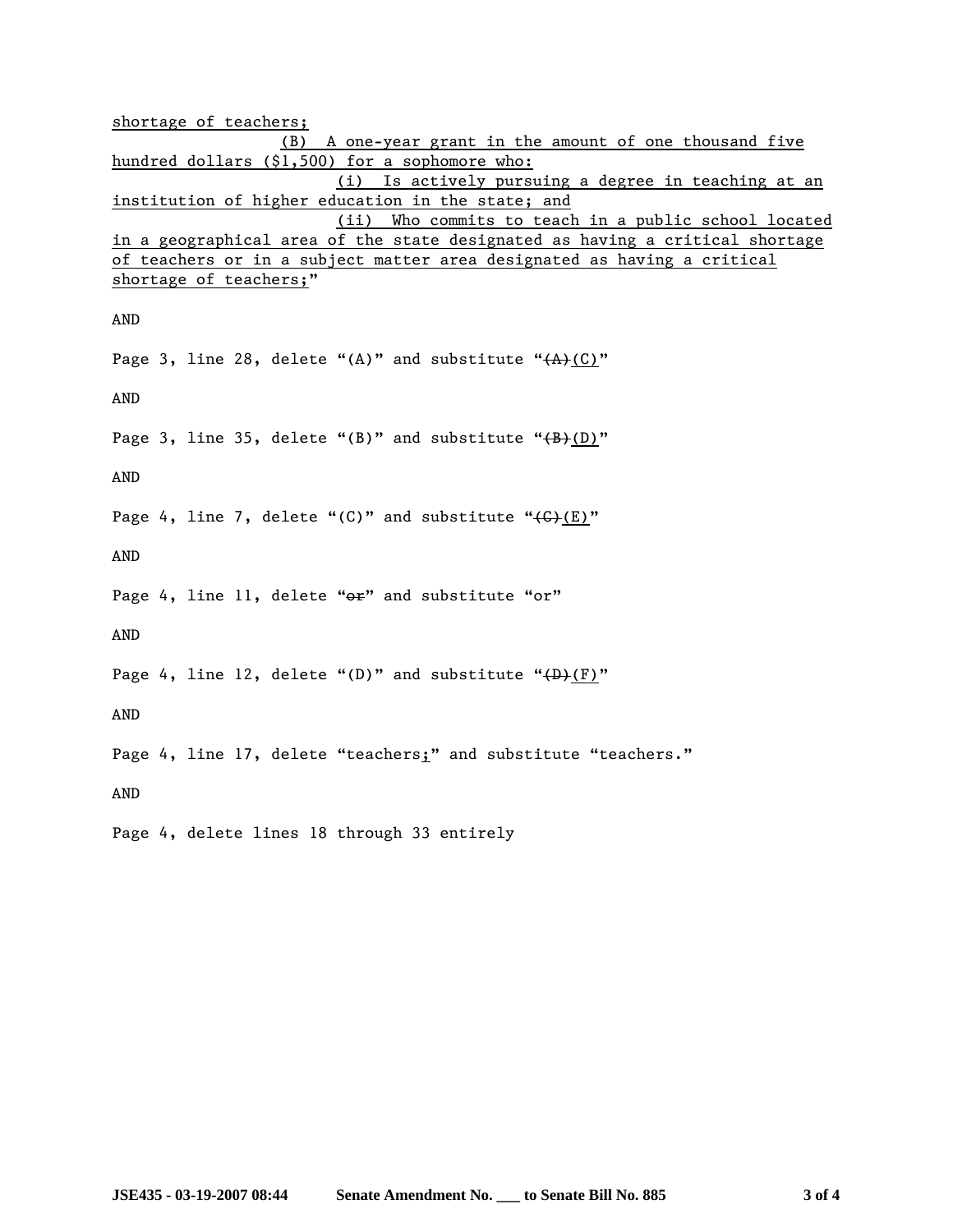shortage of teachers;

(B) A one-year grant in the amount of one thousand five hundred dollars ($1,500) for a sophomore who:

(i) Is actively pursuing a degree in teaching at an institution of higher education in the state; and

(ii) Who commits to teach in a public school located in a geographical area of the state designated as having a critical shortage of teachers or in a subject matter area designated as having a critical shortage of teachers;"

AND

Page 3, line 28, delete "(A)" and substitute "~~(A)~~(C)"

AND

Page 3, line 35, delete "(B)" and substitute "~~(B)~~(D)"

AND

Page 4, line 7, delete "(C)" and substitute "~~(C)~~(E)"

AND

Page 4, line 11, delete "~~or~~" and substitute "or"

AND

Page 4, line 12, delete "(D)" and substitute "~~(D)~~(F)"

AND

Page 4, line 17, delete "teachers;" and substitute "teachers."

AND

Page 4, delete lines 18 through 33 entirely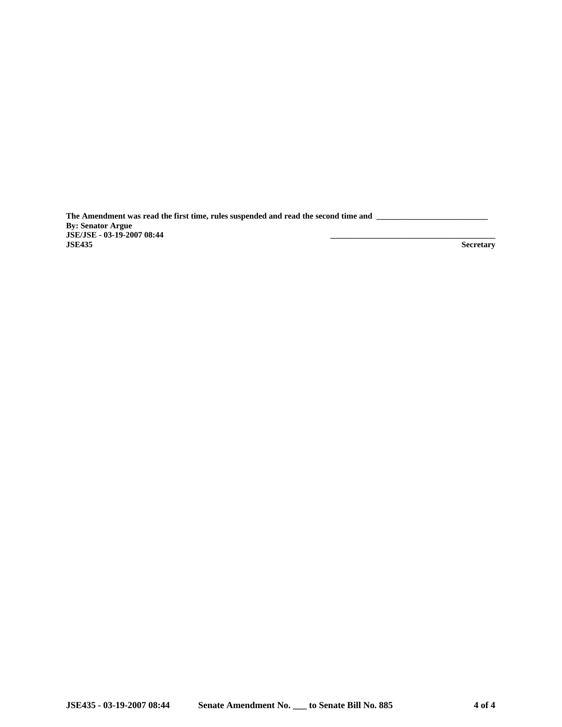**The Amendment was read the first time, rules suspended and read the second time and \_\_\_\_\_\_\_\_\_\_\_\_\_\_\_\_\_\_\_\_\_\_\_\_\_\_\_**
**By: Senator Argue**
**JSE/JSE - 03-19-2007 08:44** \_\_\_\_\_\_\_\_\_\_\_\_\_\_\_\_\_\_\_\_\_\_\_\_\_\_\_\_\_\_\_\_\_\_\_\_\_\_\_\_
**JSE435** **Secretary**